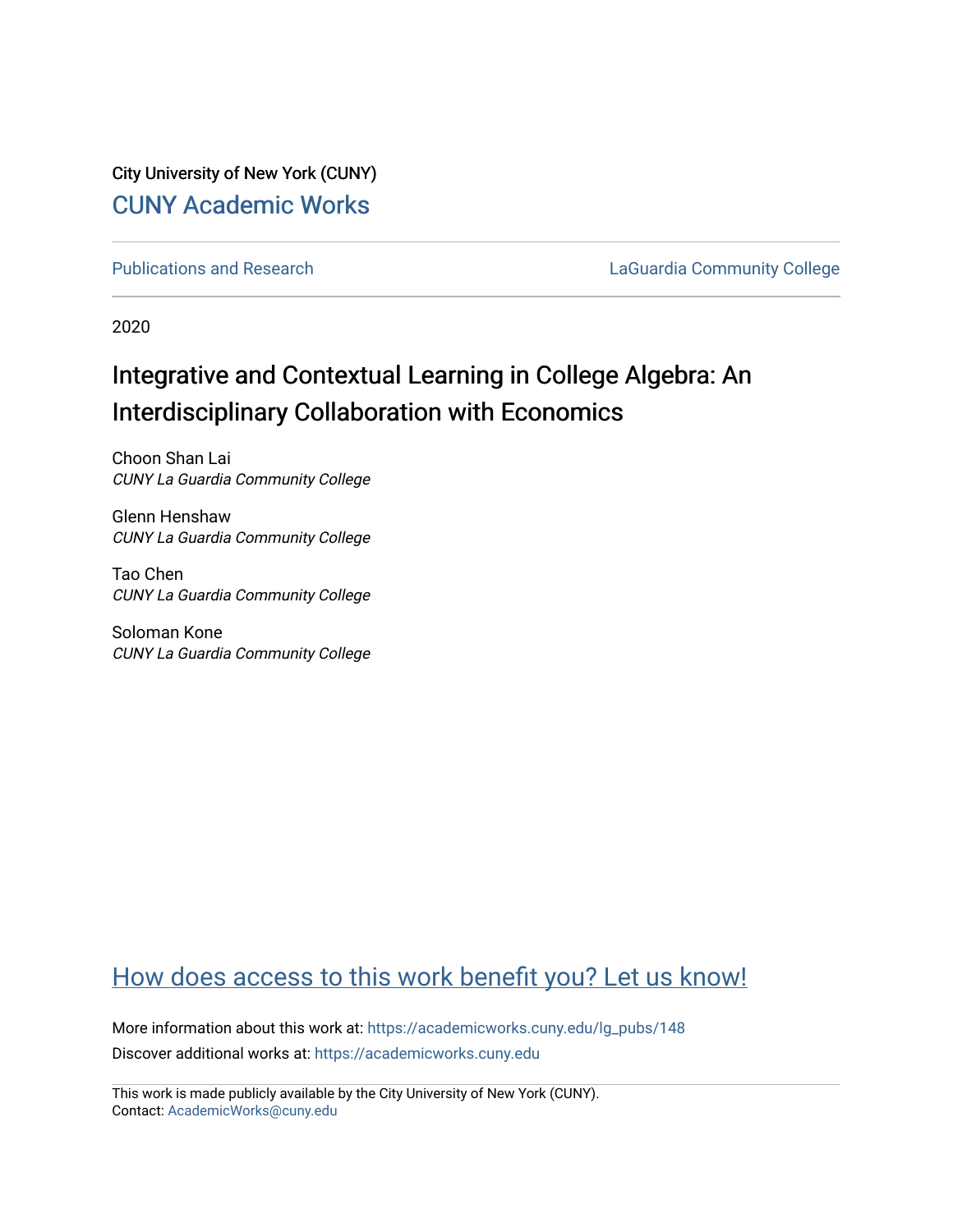City University of New York (CUNY)

CUNY Academic Works

Publications and Research

LaGuardia Community College

2020

# Integrative and Contextual Learning in College Algebra: An Interdisciplinary Collaboration with Economics

Choon Shan Lai
*CUNY La Guardia Community College*

Glenn Henshaw
*CUNY La Guardia Community College*

Tao Chen
*CUNY La Guardia Community College*

Soloman Kone
*CUNY La Guardia Community College*

How does access to this work benefit you? Let us know!

More information about this work at: https://academicworks.cuny.edu/lg_pubs/148
Discover additional works at: https://academicworks.cuny.edu

This work is made publicly available by the City University of New York (CUNY).
Contact: AcademicWorks@cuny.edu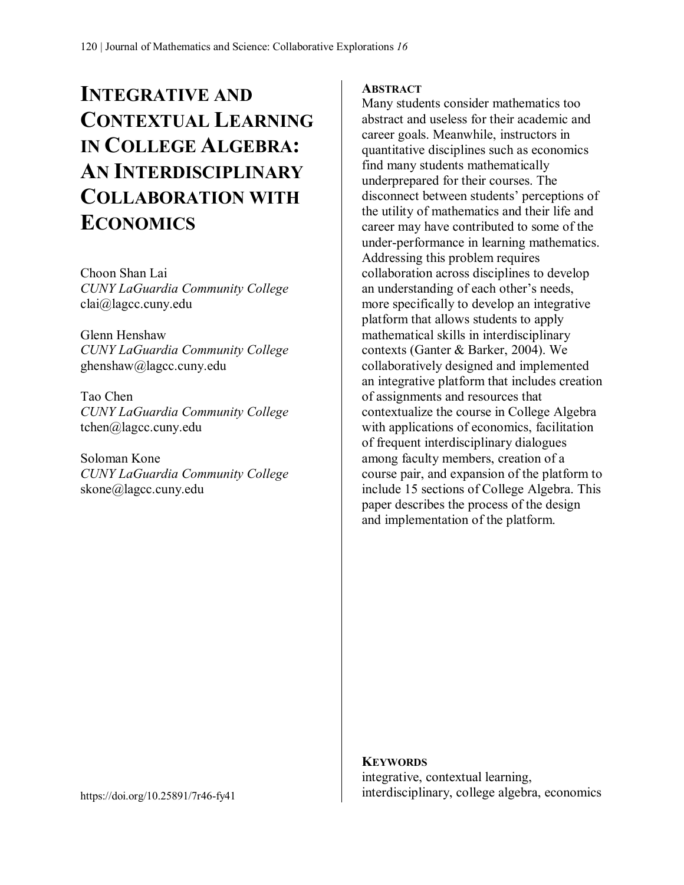# INTEGRATIVE AND CONTEXTUAL LEARNING IN COLLEGE ALGEBRA: AN INTERDISCIPLINARY COLLABORATION WITH ECONOMICS

Choon Shan Lai
*CUNY LaGuardia Community College*
clai@lagcc.cuny.edu

Glenn Henshaw
*CUNY LaGuardia Community College*
ghenshaw@lagcc.cuny.edu

Tao Chen
*CUNY LaGuardia Community College*
tchen@lagcc.cuny.edu

Soloman Kone
*CUNY LaGuardia Community College*
skone@lagcc.cuny.edu

https://doi.org/10.25891/7r46-fy41

## ABSTRACT

Many students consider mathematics too abstract and useless for their academic and career goals. Meanwhile, instructors in quantitative disciplines such as economics find many students mathematically underprepared for their courses. The disconnect between students' perceptions of the utility of mathematics and their life and career may have contributed to some of the under-performance in learning mathematics. Addressing this problem requires collaboration across disciplines to develop an understanding of each other's needs, more specifically to develop an integrative platform that allows students to apply mathematical skills in interdisciplinary contexts (Ganter & Barker, 2004). We collaboratively designed and implemented an integrative platform that includes creation of assignments and resources that contextualize the course in College Algebra with applications of economics, facilitation of frequent interdisciplinary dialogues among faculty members, creation of a course pair, and expansion of the platform to include 15 sections of College Algebra. This paper describes the process of the design and implementation of the platform.

## KEYWORDS

integrative, contextual learning, interdisciplinary, college algebra, economics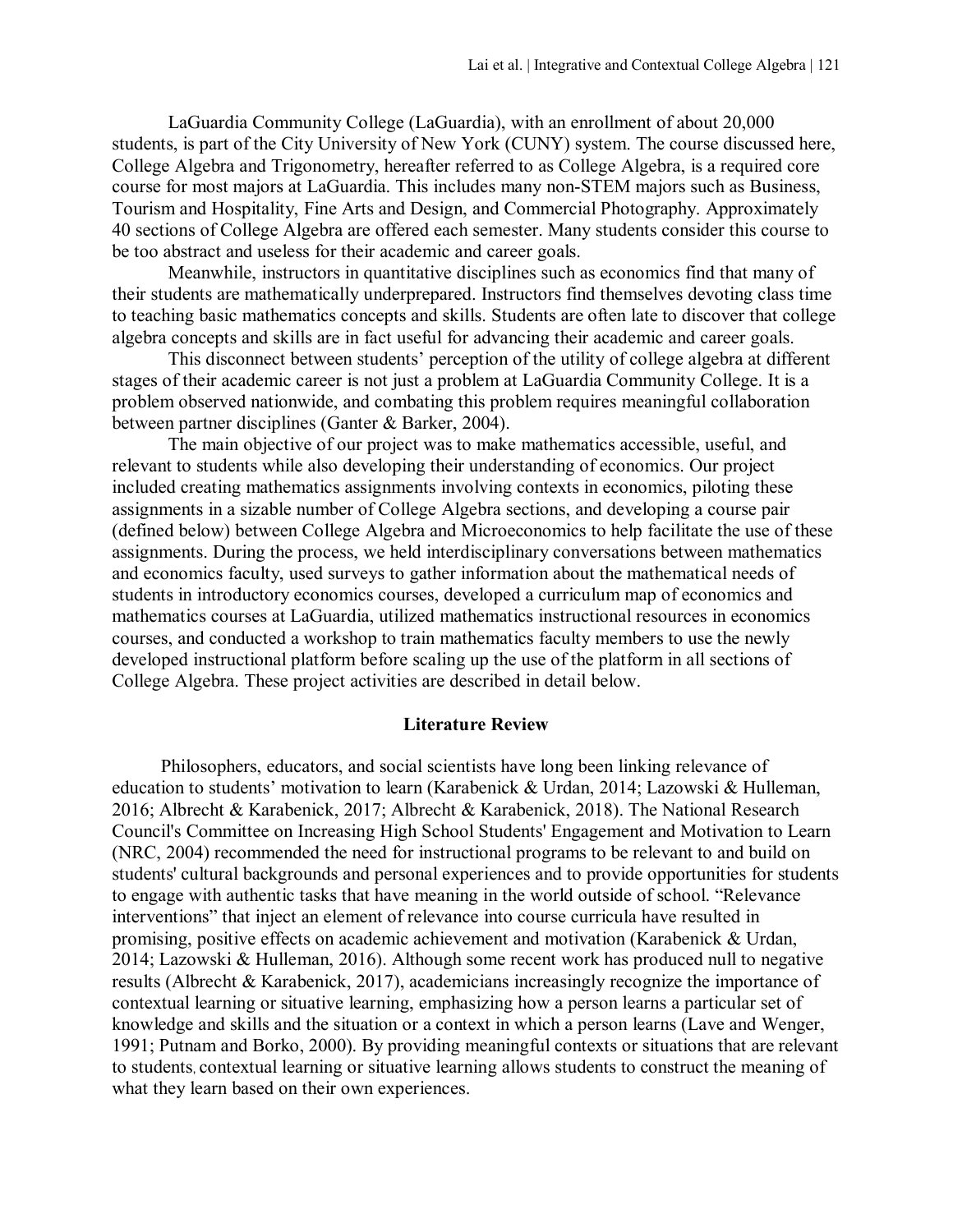LaGuardia Community College (LaGuardia), with an enrollment of about 20,000 students, is part of the City University of New York (CUNY) system. The course discussed here, College Algebra and Trigonometry, hereafter referred to as College Algebra, is a required core course for most majors at LaGuardia. This includes many non-STEM majors such as Business, Tourism and Hospitality, Fine Arts and Design, and Commercial Photography. Approximately 40 sections of College Algebra are offered each semester. Many students consider this course to be too abstract and useless for their academic and career goals.

Meanwhile, instructors in quantitative disciplines such as economics find that many of their students are mathematically underprepared. Instructors find themselves devoting class time to teaching basic mathematics concepts and skills. Students are often late to discover that college algebra concepts and skills are in fact useful for advancing their academic and career goals.

This disconnect between students' perception of the utility of college algebra at different stages of their academic career is not just a problem at LaGuardia Community College. It is a problem observed nationwide, and combating this problem requires meaningful collaboration between partner disciplines (Ganter & Barker, 2004).

The main objective of our project was to make mathematics accessible, useful, and relevant to students while also developing their understanding of economics. Our project included creating mathematics assignments involving contexts in economics, piloting these assignments in a sizable number of College Algebra sections, and developing a course pair (defined below) between College Algebra and Microeconomics to help facilitate the use of these assignments. During the process, we held interdisciplinary conversations between mathematics and economics faculty, used surveys to gather information about the mathematical needs of students in introductory economics courses, developed a curriculum map of economics and mathematics courses at LaGuardia, utilized mathematics instructional resources in economics courses, and conducted a workshop to train mathematics faculty members to use the newly developed instructional platform before scaling up the use of the platform in all sections of College Algebra. These project activities are described in detail below.

## Literature Review

Philosophers, educators, and social scientists have long been linking relevance of education to students' motivation to learn (Karabenick & Urdan, 2014; Lazowski & Hulleman, 2016; Albrecht & Karabenick, 2017; Albrecht & Karabenick, 2018). The National Research Council's Committee on Increasing High School Students' Engagement and Motivation to Learn (NRC, 2004) recommended the need for instructional programs to be relevant to and build on students' cultural backgrounds and personal experiences and to provide opportunities for students to engage with authentic tasks that have meaning in the world outside of school. "Relevance interventions" that inject an element of relevance into course curricula have resulted in promising, positive effects on academic achievement and motivation (Karabenick & Urdan, 2014; Lazowski & Hulleman, 2016). Although some recent work has produced null to negative results (Albrecht & Karabenick, 2017), academicians increasingly recognize the importance of contextual learning or situative learning, emphasizing how a person learns a particular set of knowledge and skills and the situation or a context in which a person learns (Lave and Wenger, 1991; Putnam and Borko, 2000). By providing meaningful contexts or situations that are relevant to students, contextual learning or situative learning allows students to construct the meaning of what they learn based on their own experiences.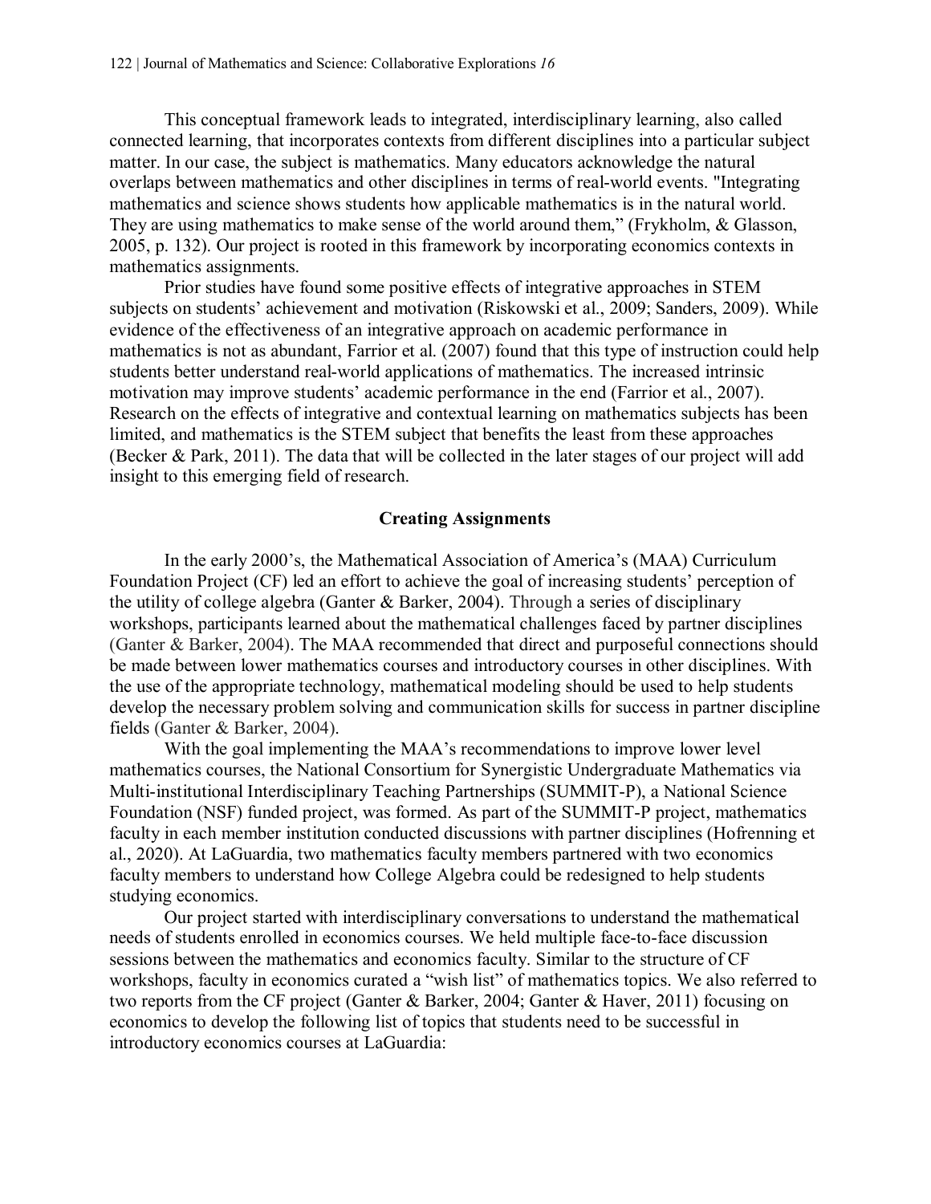This conceptual framework leads to integrated, interdisciplinary learning, also called connected learning, that incorporates contexts from different disciplines into a particular subject matter. In our case, the subject is mathematics. Many educators acknowledge the natural overlaps between mathematics and other disciplines in terms of real-world events. "Integrating mathematics and science shows students how applicable mathematics is in the natural world. They are using mathematics to make sense of the world around them," (Frykholm, & Glasson, 2005, p. 132). Our project is rooted in this framework by incorporating economics contexts in mathematics assignments.

Prior studies have found some positive effects of integrative approaches in STEM subjects on students' achievement and motivation (Riskowski et al., 2009; Sanders, 2009). While evidence of the effectiveness of an integrative approach on academic performance in mathematics is not as abundant, Farrior et al. (2007) found that this type of instruction could help students better understand real-world applications of mathematics. The increased intrinsic motivation may improve students' academic performance in the end (Farrior et al., 2007). Research on the effects of integrative and contextual learning on mathematics subjects has been limited, and mathematics is the STEM subject that benefits the least from these approaches (Becker & Park, 2011). The data that will be collected in the later stages of our project will add insight to this emerging field of research.

## Creating Assignments

In the early 2000's, the Mathematical Association of America's (MAA) Curriculum Foundation Project (CF) led an effort to achieve the goal of increasing students' perception of the utility of college algebra (Ganter & Barker, 2004). Through a series of disciplinary workshops, participants learned about the mathematical challenges faced by partner disciplines (Ganter & Barker, 2004). The MAA recommended that direct and purposeful connections should be made between lower mathematics courses and introductory courses in other disciplines. With the use of the appropriate technology, mathematical modeling should be used to help students develop the necessary problem solving and communication skills for success in partner discipline fields (Ganter & Barker, 2004).

With the goal implementing the MAA's recommendations to improve lower level mathematics courses, the National Consortium for Synergistic Undergraduate Mathematics via Multi-institutional Interdisciplinary Teaching Partnerships (SUMMIT-P), a National Science Foundation (NSF) funded project, was formed. As part of the SUMMIT-P project, mathematics faculty in each member institution conducted discussions with partner disciplines (Hofrenning et al., 2020). At LaGuardia, two mathematics faculty members partnered with two economics faculty members to understand how College Algebra could be redesigned to help students studying economics.

Our project started with interdisciplinary conversations to understand the mathematical needs of students enrolled in economics courses. We held multiple face-to-face discussion sessions between the mathematics and economics faculty. Similar to the structure of CF workshops, faculty in economics curated a "wish list" of mathematics topics. We also referred to two reports from the CF project (Ganter & Barker, 2004; Ganter & Haver, 2011) focusing on economics to develop the following list of topics that students need to be successful in introductory economics courses at LaGuardia: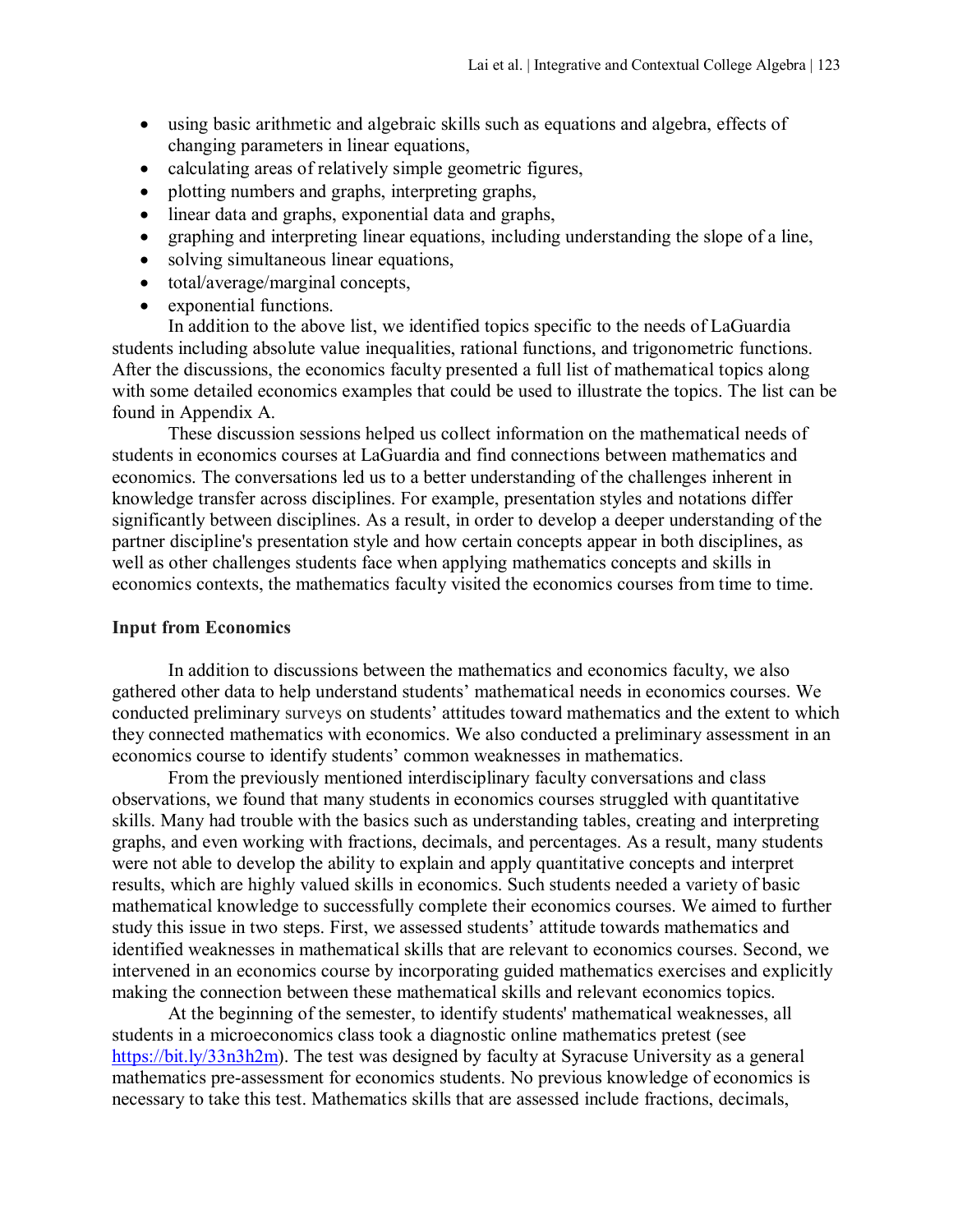- using basic arithmetic and algebraic skills such as equations and algebra, effects of changing parameters in linear equations,
- calculating areas of relatively simple geometric figures,
- plotting numbers and graphs, interpreting graphs,
- linear data and graphs, exponential data and graphs,
- graphing and interpreting linear equations, including understanding the slope of a line,
- solving simultaneous linear equations,
- total/average/marginal concepts,
- exponential functions.

In addition to the above list, we identified topics specific to the needs of LaGuardia students including absolute value inequalities, rational functions, and trigonometric functions. After the discussions, the economics faculty presented a full list of mathematical topics along with some detailed economics examples that could be used to illustrate the topics. The list can be found in Appendix A.

These discussion sessions helped us collect information on the mathematical needs of students in economics courses at LaGuardia and find connections between mathematics and economics. The conversations led us to a better understanding of the challenges inherent in knowledge transfer across disciplines. For example, presentation styles and notations differ significantly between disciplines. As a result, in order to develop a deeper understanding of the partner discipline's presentation style and how certain concepts appear in both disciplines, as well as other challenges students face when applying mathematics concepts and skills in economics contexts, the mathematics faculty visited the economics courses from time to time.

### Input from Economics

In addition to discussions between the mathematics and economics faculty, we also gathered other data to help understand students' mathematical needs in economics courses. We conducted preliminary surveys on students' attitudes toward mathematics and the extent to which they connected mathematics with economics. We also conducted a preliminary assessment in an economics course to identify students' common weaknesses in mathematics.

From the previously mentioned interdisciplinary faculty conversations and class observations, we found that many students in economics courses struggled with quantitative skills. Many had trouble with the basics such as understanding tables, creating and interpreting graphs, and even working with fractions, decimals, and percentages. As a result, many students were not able to develop the ability to explain and apply quantitative concepts and interpret results, which are highly valued skills in economics. Such students needed a variety of basic mathematical knowledge to successfully complete their economics courses. We aimed to further study this issue in two steps. First, we assessed students' attitude towards mathematics and identified weaknesses in mathematical skills that are relevant to economics courses. Second, we intervened in an economics course by incorporating guided mathematics exercises and explicitly making the connection between these mathematical skills and relevant economics topics.

At the beginning of the semester, to identify students' mathematical weaknesses, all students in a microeconomics class took a diagnostic online mathematics pretest (see https://bit.ly/33n3h2m). The test was designed by faculty at Syracuse University as a general mathematics pre-assessment for economics students. No previous knowledge of economics is necessary to take this test. Mathematics skills that are assessed include fractions, decimals,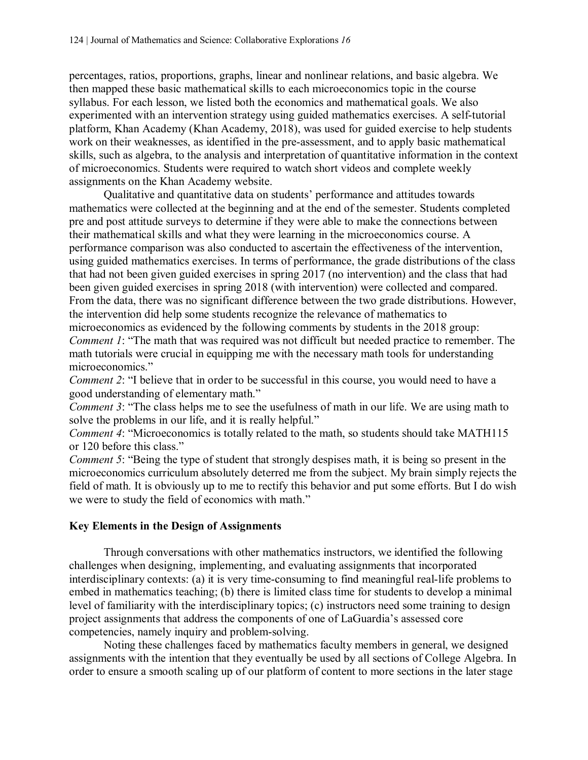percentages, ratios, proportions, graphs, linear and nonlinear relations, and basic algebra. We then mapped these basic mathematical skills to each microeconomics topic in the course syllabus. For each lesson, we listed both the economics and mathematical goals. We also experimented with an intervention strategy using guided mathematics exercises. A self-tutorial platform, Khan Academy (Khan Academy, 2018), was used for guided exercise to help students work on their weaknesses, as identified in the pre-assessment, and to apply basic mathematical skills, such as algebra, to the analysis and interpretation of quantitative information in the context of microeconomics. Students were required to watch short videos and complete weekly assignments on the Khan Academy website.

Qualitative and quantitative data on students' performance and attitudes towards mathematics were collected at the beginning and at the end of the semester. Students completed pre and post attitude surveys to determine if they were able to make the connections between their mathematical skills and what they were learning in the microeconomics course. A performance comparison was also conducted to ascertain the effectiveness of the intervention, using guided mathematics exercises. In terms of performance, the grade distributions of the class that had not been given guided exercises in spring 2017 (no intervention) and the class that had been given guided exercises in spring 2018 (with intervention) were collected and compared. From the data, there was no significant difference between the two grade distributions. However, the intervention did help some students recognize the relevance of mathematics to microeconomics as evidenced by the following comments by students in the 2018 group:

*Comment 1*: "The math that was required was not difficult but needed practice to remember. The math tutorials were crucial in equipping me with the necessary math tools for understanding microeconomics."

*Comment 2*: "I believe that in order to be successful in this course, you would need to have a good understanding of elementary math."

*Comment 3*: "The class helps me to see the usefulness of math in our life. We are using math to solve the problems in our life, and it is really helpful."

*Comment 4*: "Microeconomics is totally related to the math, so students should take MATH115 or 120 before this class."

*Comment 5*: "Being the type of student that strongly despises math, it is being so present in the microeconomics curriculum absolutely deterred me from the subject. My brain simply rejects the field of math. It is obviously up to me to rectify this behavior and put some efforts. But I do wish we were to study the field of economics with math."

### Key Elements in the Design of Assignments

Through conversations with other mathematics instructors, we identified the following challenges when designing, implementing, and evaluating assignments that incorporated interdisciplinary contexts: (a) it is very time-consuming to find meaningful real-life problems to embed in mathematics teaching; (b) there is limited class time for students to develop a minimal level of familiarity with the interdisciplinary topics; (c) instructors need some training to design project assignments that address the components of one of LaGuardia's assessed core competencies, namely inquiry and problem-solving.

Noting these challenges faced by mathematics faculty members in general, we designed assignments with the intention that they eventually be used by all sections of College Algebra. In order to ensure a smooth scaling up of our platform of content to more sections in the later stage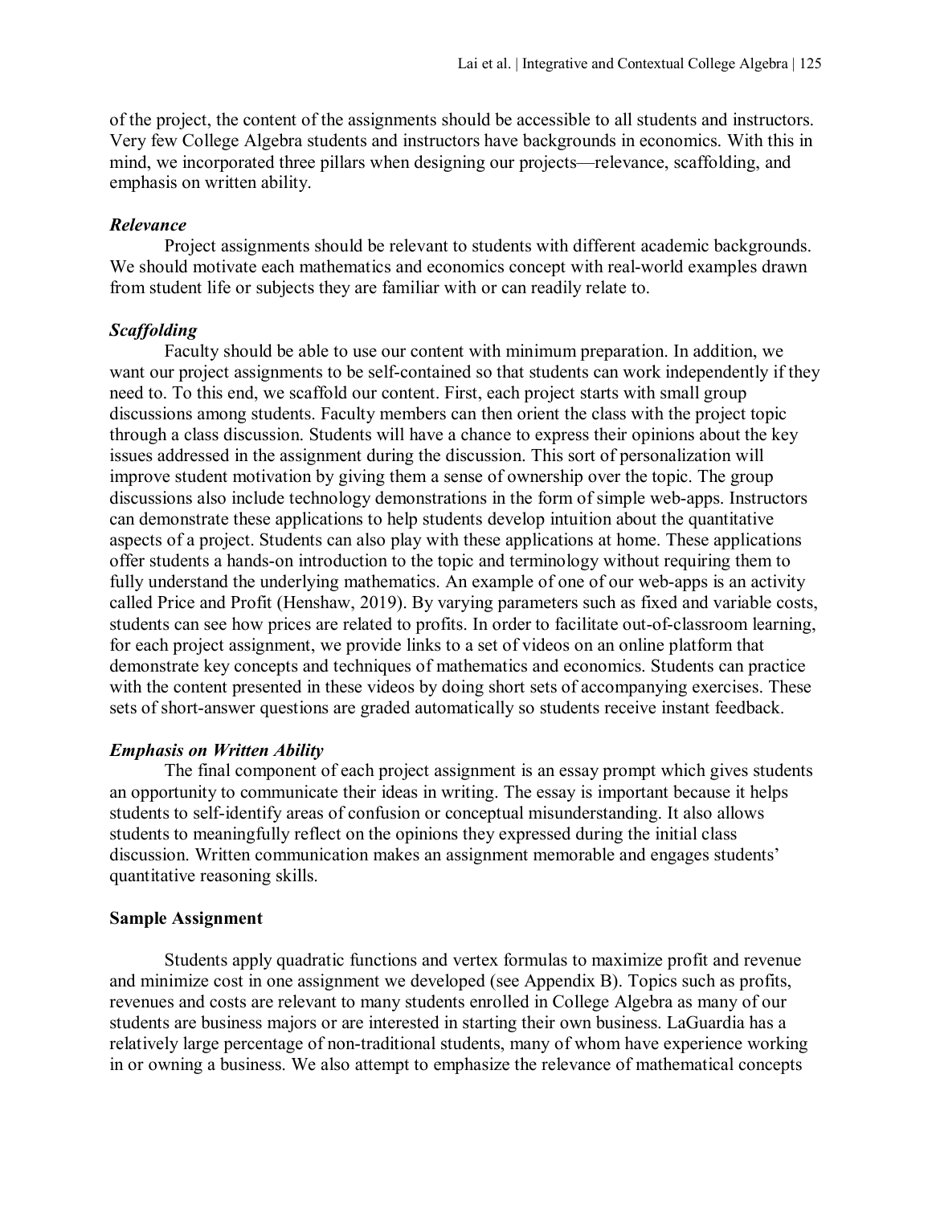of the project, the content of the assignments should be accessible to all students and instructors. Very few College Algebra students and instructors have backgrounds in economics. With this in mind, we incorporated three pillars when designing our projects—relevance, scaffolding, and emphasis on written ability.

### *Relevance*

Project assignments should be relevant to students with different academic backgrounds. We should motivate each mathematics and economics concept with real-world examples drawn from student life or subjects they are familiar with or can readily relate to.

### *Scaffolding*

Faculty should be able to use our content with minimum preparation. In addition, we want our project assignments to be self-contained so that students can work independently if they need to. To this end, we scaffold our content. First, each project starts with small group discussions among students. Faculty members can then orient the class with the project topic through a class discussion. Students will have a chance to express their opinions about the key issues addressed in the assignment during the discussion. This sort of personalization will improve student motivation by giving them a sense of ownership over the topic. The group discussions also include technology demonstrations in the form of simple web-apps. Instructors can demonstrate these applications to help students develop intuition about the quantitative aspects of a project. Students can also play with these applications at home. These applications offer students a hands-on introduction to the topic and terminology without requiring them to fully understand the underlying mathematics. An example of one of our web-apps is an activity called Price and Profit (Henshaw, 2019). By varying parameters such as fixed and variable costs, students can see how prices are related to profits. In order to facilitate out-of-classroom learning, for each project assignment, we provide links to a set of videos on an online platform that demonstrate key concepts and techniques of mathematics and economics. Students can practice with the content presented in these videos by doing short sets of accompanying exercises. These sets of short-answer questions are graded automatically so students receive instant feedback.

### *Emphasis on Written Ability*

The final component of each project assignment is an essay prompt which gives students an opportunity to communicate their ideas in writing. The essay is important because it helps students to self-identify areas of confusion or conceptual misunderstanding. It also allows students to meaningfully reflect on the opinions they expressed during the initial class discussion. Written communication makes an assignment memorable and engages students' quantitative reasoning skills.

## Sample Assignment

Students apply quadratic functions and vertex formulas to maximize profit and revenue and minimize cost in one assignment we developed (see Appendix B). Topics such as profits, revenues and costs are relevant to many students enrolled in College Algebra as many of our students are business majors or are interested in starting their own business. LaGuardia has a relatively large percentage of non-traditional students, many of whom have experience working in or owning a business. We also attempt to emphasize the relevance of mathematical concepts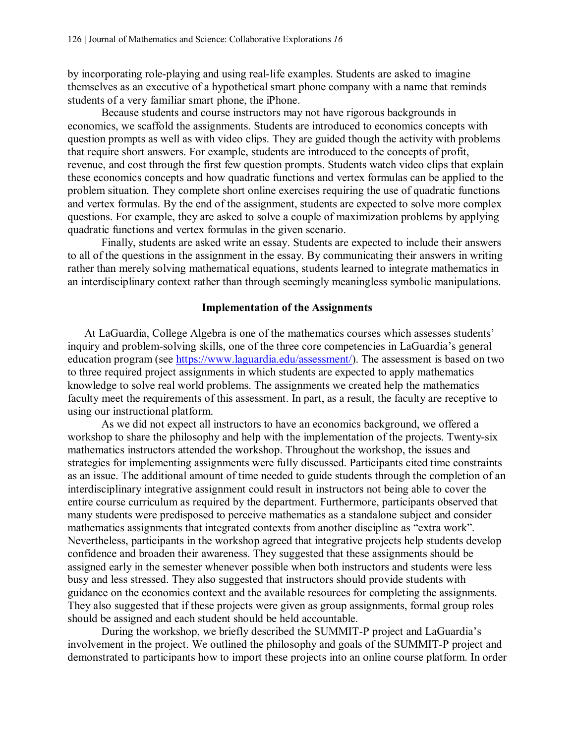by incorporating role-playing and using real-life examples. Students are asked to imagine themselves as an executive of a hypothetical smart phone company with a name that reminds students of a very familiar smart phone, the iPhone.

Because students and course instructors may not have rigorous backgrounds in economics, we scaffold the assignments. Students are introduced to economics concepts with question prompts as well as with video clips. They are guided though the activity with problems that require short answers. For example, students are introduced to the concepts of profit, revenue, and cost through the first few question prompts. Students watch video clips that explain these economics concepts and how quadratic functions and vertex formulas can be applied to the problem situation. They complete short online exercises requiring the use of quadratic functions and vertex formulas. By the end of the assignment, students are expected to solve more complex questions. For example, they are asked to solve a couple of maximization problems by applying quadratic functions and vertex formulas in the given scenario.

Finally, students are asked write an essay. Students are expected to include their answers to all of the questions in the assignment in the essay. By communicating their answers in writing rather than merely solving mathematical equations, students learned to integrate mathematics in an interdisciplinary context rather than through seemingly meaningless symbolic manipulations.

## Implementation of the Assignments

At LaGuardia, College Algebra is one of the mathematics courses which assesses students' inquiry and problem-solving skills, one of the three core competencies in LaGuardia's general education program (see https://www.laguardia.edu/assessment/). The assessment is based on two to three required project assignments in which students are expected to apply mathematics knowledge to solve real world problems. The assignments we created help the mathematics faculty meet the requirements of this assessment. In part, as a result, the faculty are receptive to using our instructional platform.

As we did not expect all instructors to have an economics background, we offered a workshop to share the philosophy and help with the implementation of the projects. Twenty-six mathematics instructors attended the workshop. Throughout the workshop, the issues and strategies for implementing assignments were fully discussed. Participants cited time constraints as an issue. The additional amount of time needed to guide students through the completion of an interdisciplinary integrative assignment could result in instructors not being able to cover the entire course curriculum as required by the department. Furthermore, participants observed that many students were predisposed to perceive mathematics as a standalone subject and consider mathematics assignments that integrated contexts from another discipline as "extra work". Nevertheless, participants in the workshop agreed that integrative projects help students develop confidence and broaden their awareness. They suggested that these assignments should be assigned early in the semester whenever possible when both instructors and students were less busy and less stressed. They also suggested that instructors should provide students with guidance on the economics context and the available resources for completing the assignments. They also suggested that if these projects were given as group assignments, formal group roles should be assigned and each student should be held accountable.

During the workshop, we briefly described the SUMMIT-P project and LaGuardia's involvement in the project. We outlined the philosophy and goals of the SUMMIT-P project and demonstrated to participants how to import these projects into an online course platform. In order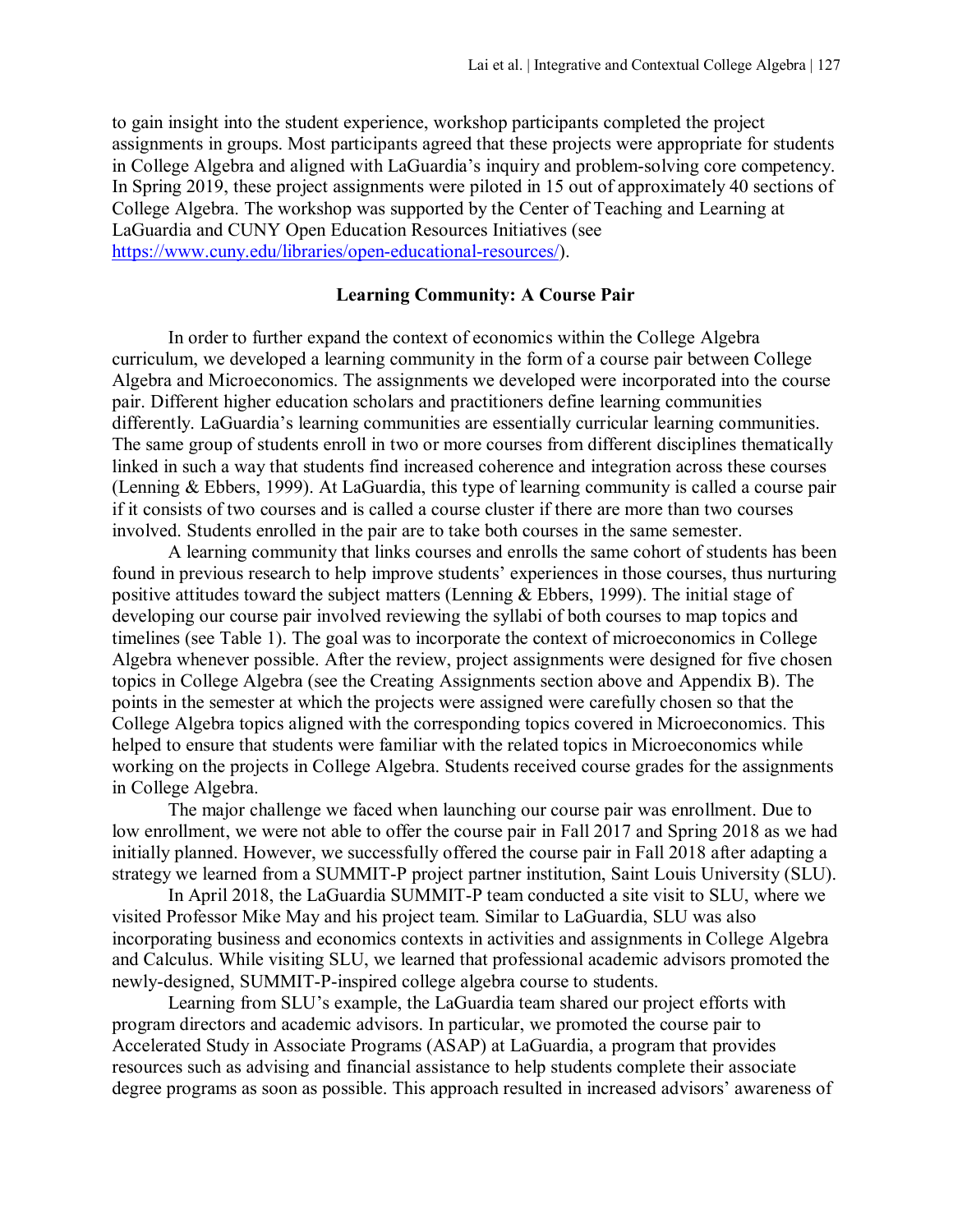to gain insight into the student experience, workshop participants completed the project assignments in groups. Most participants agreed that these projects were appropriate for students in College Algebra and aligned with LaGuardia's inquiry and problem-solving core competency. In Spring 2019, these project assignments were piloted in 15 out of approximately 40 sections of College Algebra. The workshop was supported by the Center of Teaching and Learning at LaGuardia and CUNY Open Education Resources Initiatives (see https://www.cuny.edu/libraries/open-educational-resources/).

## Learning Community: A Course Pair

In order to further expand the context of economics within the College Algebra curriculum, we developed a learning community in the form of a course pair between College Algebra and Microeconomics. The assignments we developed were incorporated into the course pair. Different higher education scholars and practitioners define learning communities differently. LaGuardia's learning communities are essentially curricular learning communities. The same group of students enroll in two or more courses from different disciplines thematically linked in such a way that students find increased coherence and integration across these courses (Lenning & Ebbers, 1999). At LaGuardia, this type of learning community is called a course pair if it consists of two courses and is called a course cluster if there are more than two courses involved. Students enrolled in the pair are to take both courses in the same semester.

A learning community that links courses and enrolls the same cohort of students has been found in previous research to help improve students' experiences in those courses, thus nurturing positive attitudes toward the subject matters (Lenning & Ebbers, 1999). The initial stage of developing our course pair involved reviewing the syllabi of both courses to map topics and timelines (see Table 1). The goal was to incorporate the context of microeconomics in College Algebra whenever possible. After the review, project assignments were designed for five chosen topics in College Algebra (see the Creating Assignments section above and Appendix B). The points in the semester at which the projects were assigned were carefully chosen so that the College Algebra topics aligned with the corresponding topics covered in Microeconomics. This helped to ensure that students were familiar with the related topics in Microeconomics while working on the projects in College Algebra. Students received course grades for the assignments in College Algebra.

The major challenge we faced when launching our course pair was enrollment. Due to low enrollment, we were not able to offer the course pair in Fall 2017 and Spring 2018 as we had initially planned. However, we successfully offered the course pair in Fall 2018 after adapting a strategy we learned from a SUMMIT-P project partner institution, Saint Louis University (SLU).

In April 2018, the LaGuardia SUMMIT-P team conducted a site visit to SLU, where we visited Professor Mike May and his project team. Similar to LaGuardia, SLU was also incorporating business and economics contexts in activities and assignments in College Algebra and Calculus. While visiting SLU, we learned that professional academic advisors promoted the newly-designed, SUMMIT-P-inspired college algebra course to students.

Learning from SLU's example, the LaGuardia team shared our project efforts with program directors and academic advisors. In particular, we promoted the course pair to Accelerated Study in Associate Programs (ASAP) at LaGuardia, a program that provides resources such as advising and financial assistance to help students complete their associate degree programs as soon as possible. This approach resulted in increased advisors' awareness of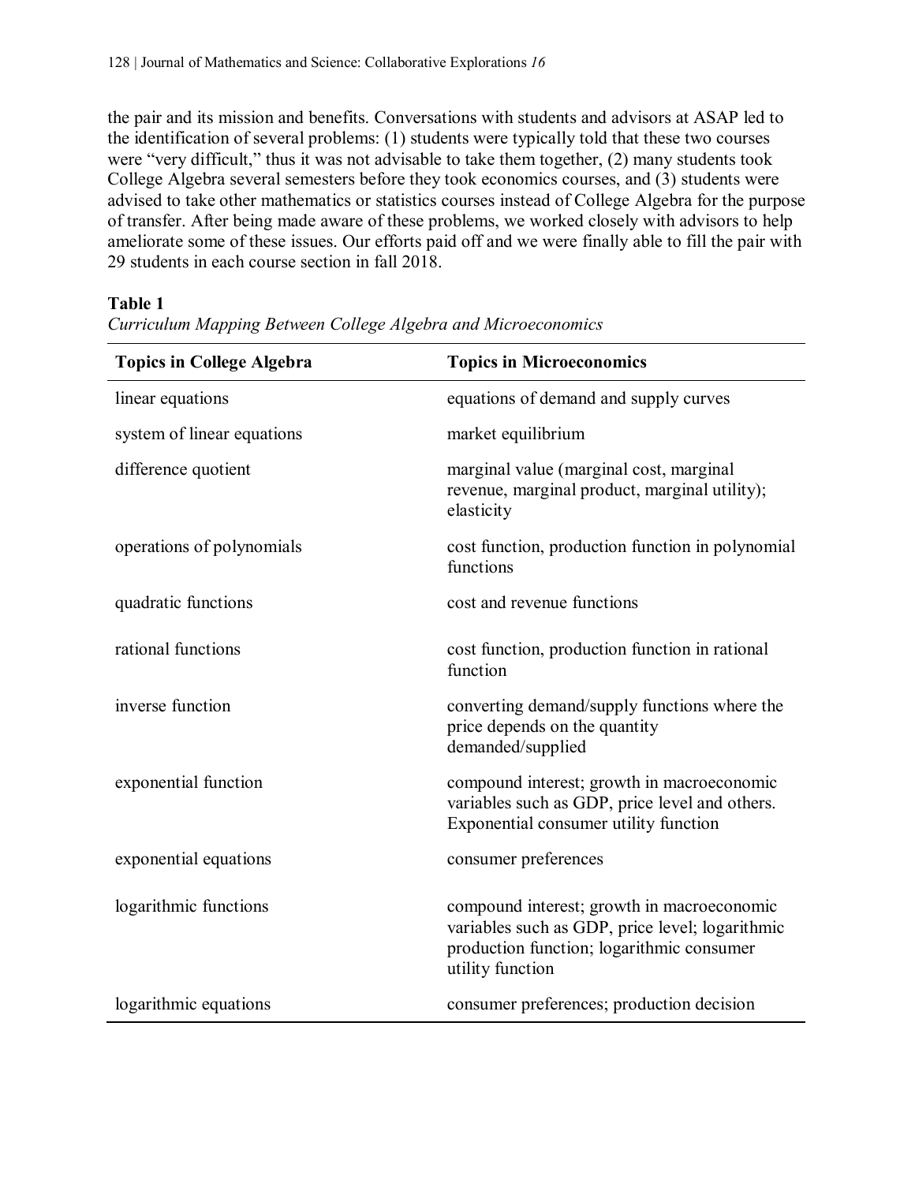the pair and its mission and benefits. Conversations with students and advisors at ASAP led to the identification of several problems: (1) students were typically told that these two courses were "very difficult," thus it was not advisable to take them together, (2) many students took College Algebra several semesters before they took economics courses, and (3) students were advised to take other mathematics or statistics courses instead of College Algebra for the purpose of transfer. After being made aware of these problems, we worked closely with advisors to help ameliorate some of these issues. Our efforts paid off and we were finally able to fill the pair with 29 students in each course section in fall 2018.

**Table 1**

*Curriculum Mapping Between College Algebra and Microeconomics*

| **Topics in College Algebra** | **Topics in Microeconomics** |
|---|---|
| linear equations | equations of demand and supply curves |
| system of linear equations | market equilibrium |
| difference quotient | marginal value (marginal cost, marginal revenue, marginal product, marginal utility); elasticity |
| operations of polynomials | cost function, production function in polynomial functions |
| quadratic functions | cost and revenue functions |
| rational functions | cost function, production function in rational function |
| inverse function | converting demand/supply functions where the price depends on the quantity demanded/supplied |
| exponential function | compound interest; growth in macroeconomic variables such as GDP, price level and others. Exponential consumer utility function |
| exponential equations | consumer preferences |
| logarithmic functions | compound interest; growth in macroeconomic variables such as GDP, price level; logarithmic production function; logarithmic consumer utility function |
| logarithmic equations | consumer preferences; production decision |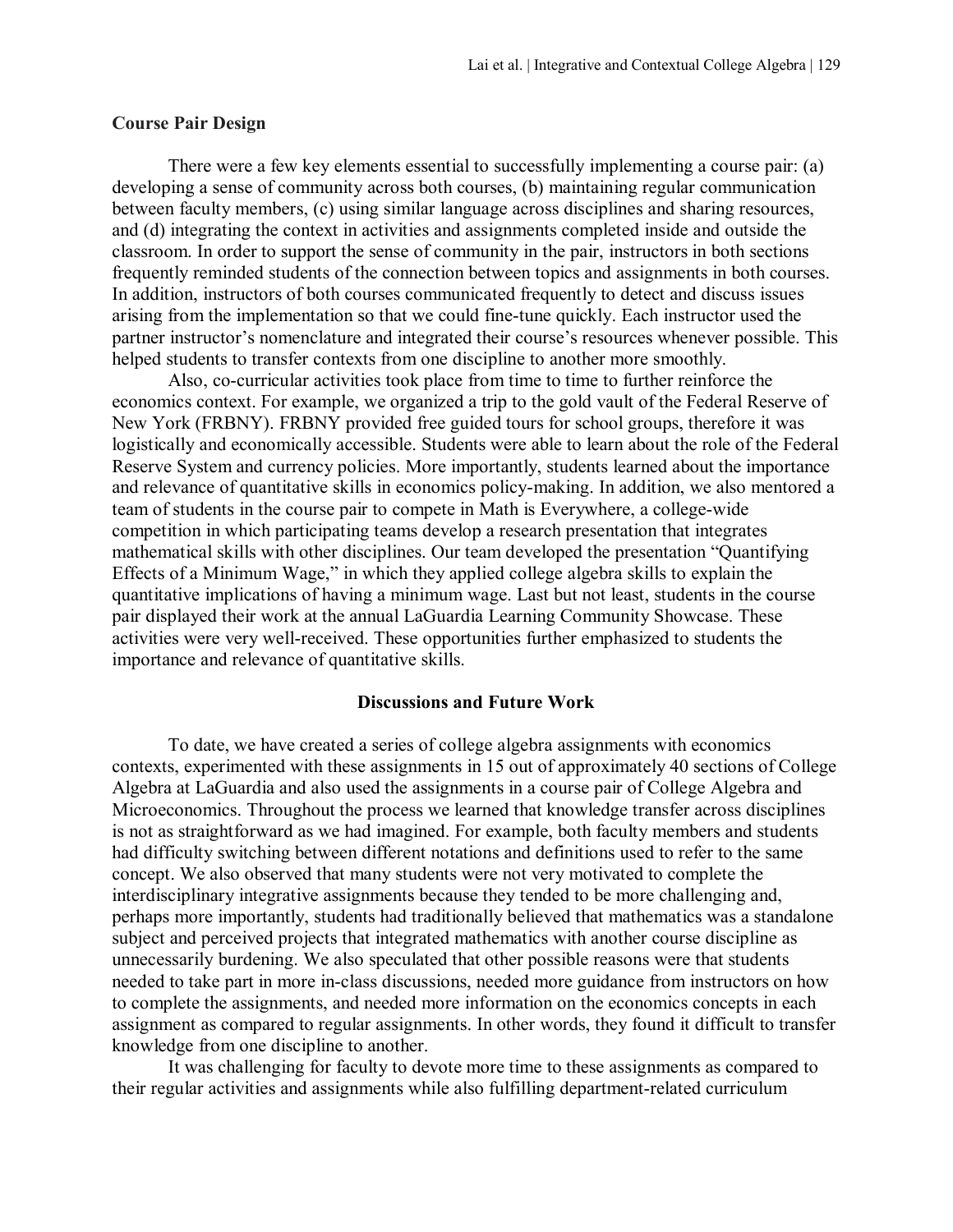### Course Pair Design

There were a few key elements essential to successfully implementing a course pair: (a) developing a sense of community across both courses, (b) maintaining regular communication between faculty members, (c) using similar language across disciplines and sharing resources, and (d) integrating the context in activities and assignments completed inside and outside the classroom. In order to support the sense of community in the pair, instructors in both sections frequently reminded students of the connection between topics and assignments in both courses. In addition, instructors of both courses communicated frequently to detect and discuss issues arising from the implementation so that we could fine-tune quickly. Each instructor used the partner instructor's nomenclature and integrated their course's resources whenever possible. This helped students to transfer contexts from one discipline to another more smoothly.

Also, co-curricular activities took place from time to time to further reinforce the economics context. For example, we organized a trip to the gold vault of the Federal Reserve of New York (FRBNY). FRBNY provided free guided tours for school groups, therefore it was logistically and economically accessible. Students were able to learn about the role of the Federal Reserve System and currency policies. More importantly, students learned about the importance and relevance of quantitative skills in economics policy-making. In addition, we also mentored a team of students in the course pair to compete in Math is Everywhere, a college-wide competition in which participating teams develop a research presentation that integrates mathematical skills with other disciplines. Our team developed the presentation "Quantifying Effects of a Minimum Wage," in which they applied college algebra skills to explain the quantitative implications of having a minimum wage. Last but not least, students in the course pair displayed their work at the annual LaGuardia Learning Community Showcase. These activities were very well-received. These opportunities further emphasized to students the importance and relevance of quantitative skills.

## Discussions and Future Work

To date, we have created a series of college algebra assignments with economics contexts, experimented with these assignments in 15 out of approximately 40 sections of College Algebra at LaGuardia and also used the assignments in a course pair of College Algebra and Microeconomics. Throughout the process we learned that knowledge transfer across disciplines is not as straightforward as we had imagined. For example, both faculty members and students had difficulty switching between different notations and definitions used to refer to the same concept. We also observed that many students were not very motivated to complete the interdisciplinary integrative assignments because they tended to be more challenging and, perhaps more importantly, students had traditionally believed that mathematics was a standalone subject and perceived projects that integrated mathematics with another course discipline as unnecessarily burdening. We also speculated that other possible reasons were that students needed to take part in more in-class discussions, needed more guidance from instructors on how to complete the assignments, and needed more information on the economics concepts in each assignment as compared to regular assignments. In other words, they found it difficult to transfer knowledge from one discipline to another.

It was challenging for faculty to devote more time to these assignments as compared to their regular activities and assignments while also fulfilling department-related curriculum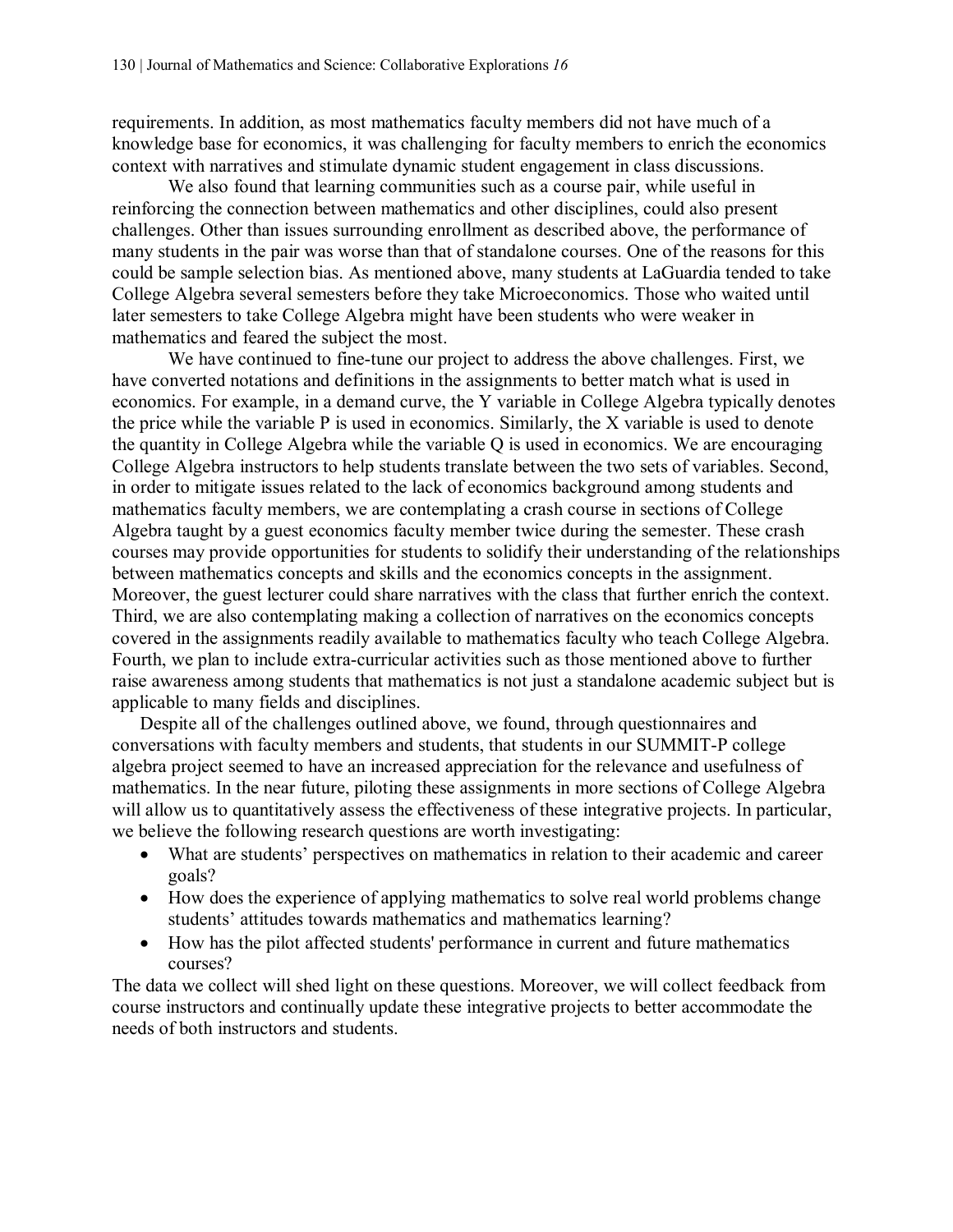requirements. In addition, as most mathematics faculty members did not have much of a knowledge base for economics, it was challenging for faculty members to enrich the economics context with narratives and stimulate dynamic student engagement in class discussions.

We also found that learning communities such as a course pair, while useful in reinforcing the connection between mathematics and other disciplines, could also present challenges. Other than issues surrounding enrollment as described above, the performance of many students in the pair was worse than that of standalone courses. One of the reasons for this could be sample selection bias. As mentioned above, many students at LaGuardia tended to take College Algebra several semesters before they take Microeconomics. Those who waited until later semesters to take College Algebra might have been students who were weaker in mathematics and feared the subject the most.

We have continued to fine-tune our project to address the above challenges. First, we have converted notations and definitions in the assignments to better match what is used in economics. For example, in a demand curve, the Y variable in College Algebra typically denotes the price while the variable P is used in economics. Similarly, the X variable is used to denote the quantity in College Algebra while the variable Q is used in economics. We are encouraging College Algebra instructors to help students translate between the two sets of variables. Second, in order to mitigate issues related to the lack of economics background among students and mathematics faculty members, we are contemplating a crash course in sections of College Algebra taught by a guest economics faculty member twice during the semester. These crash courses may provide opportunities for students to solidify their understanding of the relationships between mathematics concepts and skills and the economics concepts in the assignment. Moreover, the guest lecturer could share narratives with the class that further enrich the context. Third, we are also contemplating making a collection of narratives on the economics concepts covered in the assignments readily available to mathematics faculty who teach College Algebra. Fourth, we plan to include extra-curricular activities such as those mentioned above to further raise awareness among students that mathematics is not just a standalone academic subject but is applicable to many fields and disciplines.

Despite all of the challenges outlined above, we found, through questionnaires and conversations with faculty members and students, that students in our SUMMIT-P college algebra project seemed to have an increased appreciation for the relevance and usefulness of mathematics. In the near future, piloting these assignments in more sections of College Algebra will allow us to quantitatively assess the effectiveness of these integrative projects. In particular, we believe the following research questions are worth investigating:

- What are students' perspectives on mathematics in relation to their academic and career goals?
- How does the experience of applying mathematics to solve real world problems change students' attitudes towards mathematics and mathematics learning?
- How has the pilot affected students' performance in current and future mathematics courses?

The data we collect will shed light on these questions. Moreover, we will collect feedback from course instructors and continually update these integrative projects to better accommodate the needs of both instructors and students.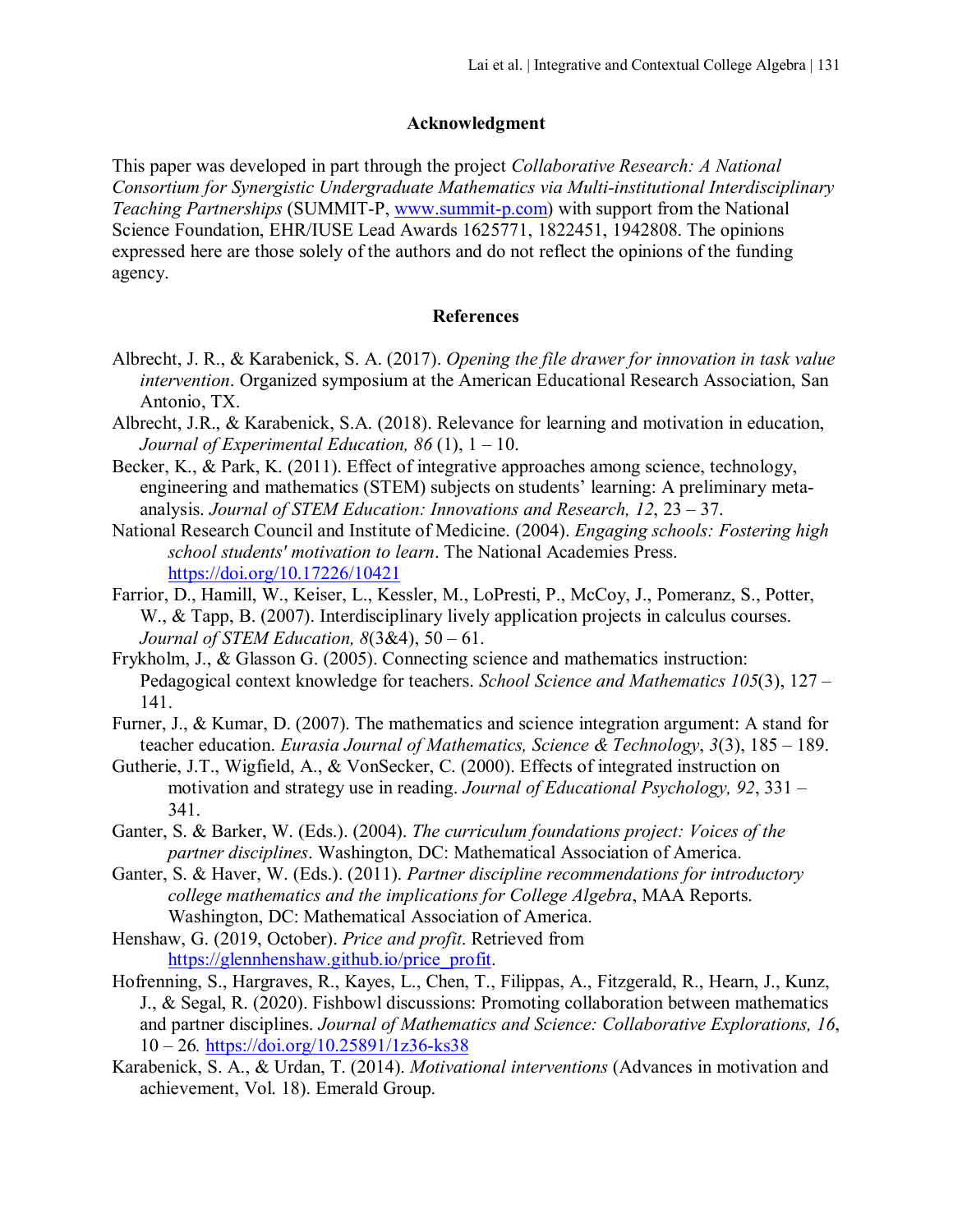## Acknowledgment

This paper was developed in part through the project *Collaborative Research: A National Consortium for Synergistic Undergraduate Mathematics via Multi-institutional Interdisciplinary Teaching Partnerships* (SUMMIT-P, www.summit-p.com) with support from the National Science Foundation, EHR/IUSE Lead Awards 1625771, 1822451, 1942808. The opinions expressed here are those solely of the authors and do not reflect the opinions of the funding agency.

## References

Albrecht, J. R., & Karabenick, S. A. (2017). *Opening the file drawer for innovation in task value intervention*. Organized symposium at the American Educational Research Association, San Antonio, TX.

Albrecht, J.R., & Karabenick, S.A. (2018). Relevance for learning and motivation in education, *Journal of Experimental Education, 86* (1), 1 – 10.

Becker, K., & Park, K. (2011). Effect of integrative approaches among science, technology, engineering and mathematics (STEM) subjects on students' learning: A preliminary meta-analysis. *Journal of STEM Education: Innovations and Research, 12*, 23 – 37.

National Research Council and Institute of Medicine. (2004). *Engaging schools: Fostering high school students' motivation to learn*. The National Academies Press. https://doi.org/10.17226/10421

Farrior, D., Hamill, W., Keiser, L., Kessler, M., LoPresti, P., McCoy, J., Pomeranz, S., Potter, W., & Tapp, B. (2007). Interdisciplinary lively application projects in calculus courses. *Journal of STEM Education, 8*(3&4), 50 – 61.

Frykholm, J., & Glasson G. (2005). Connecting science and mathematics instruction: Pedagogical context knowledge for teachers. *School Science and Mathematics 105*(3), 127 – 141.

Furner, J., & Kumar, D. (2007). The mathematics and science integration argument: A stand for teacher education. *Eurasia Journal of Mathematics, Science & Technology*, *3*(3), 185 – 189.

Gutherie, J.T., Wigfield, A., & VonSecker, C. (2000). Effects of integrated instruction on motivation and strategy use in reading. *Journal of Educational Psychology, 92*, 331 – 341.

Ganter, S. & Barker, W. (Eds.). (2004). *The curriculum foundations project: Voices of the partner disciplines*. Washington, DC: Mathematical Association of America.

Ganter, S. & Haver, W. (Eds.). (2011). *Partner discipline recommendations for introductory college mathematics and the implications for College Algebra*, MAA Reports. Washington, DC: Mathematical Association of America.

Henshaw, G. (2019, October). *Price and profit*. Retrieved from https://glennhenshaw.github.io/price_profit.

Hofrenning, S., Hargraves, R., Kayes, L., Chen, T., Filippas, A., Fitzgerald, R., Hearn, J., Kunz, J., & Segal, R. (2020). Fishbowl discussions: Promoting collaboration between mathematics and partner disciplines. *Journal of Mathematics and Science: Collaborative Explorations, 16*, 10 – 26*.* https://doi.org/10.25891/1z36-ks38

Karabenick, S. A., & Urdan, T. (2014). *Motivational interventions* (Advances in motivation and achievement, Vol. 18). Emerald Group.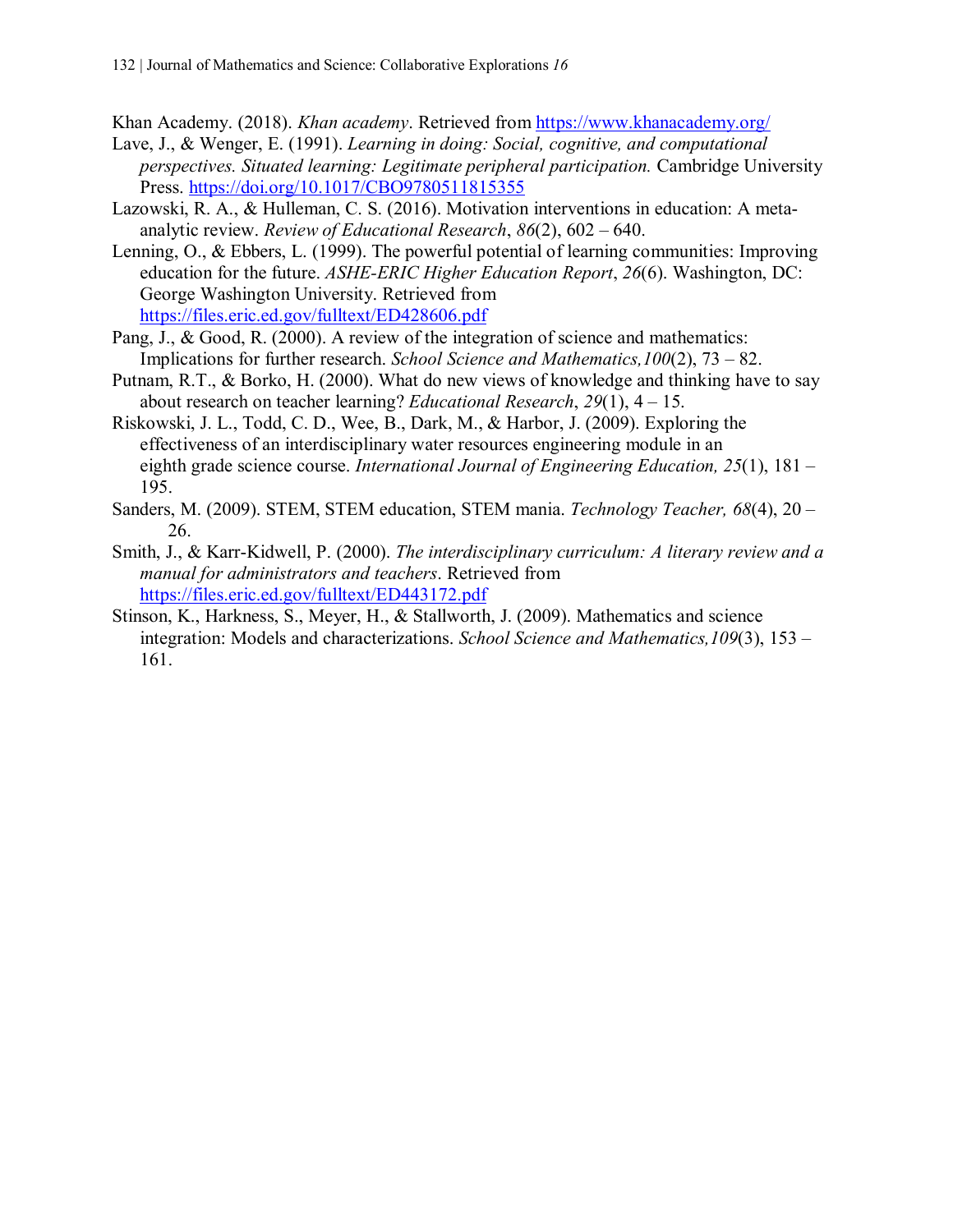Khan Academy. (2018). *Khan academy*. Retrieved from https://www.khanacademy.org/

Lave, J., & Wenger, E. (1991). *Learning in doing: Social, cognitive, and computational perspectives. Situated learning: Legitimate peripheral participation.* Cambridge University Press. https://doi.org/10.1017/CBO9780511815355

Lazowski, R. A., & Hulleman, C. S. (2016). Motivation interventions in education: A meta-analytic review. *Review of Educational Research*, *86*(2), 602 – 640.

Lenning, O., & Ebbers, L. (1999). The powerful potential of learning communities: Improving education for the future. *ASHE-ERIC Higher Education Report*, *26*(6). Washington, DC: George Washington University. Retrieved from https://files.eric.ed.gov/fulltext/ED428606.pdf

Pang, J., & Good, R. (2000). A review of the integration of science and mathematics: Implications for further research. *School Science and Mathematics,100*(2), 73 – 82.

Putnam, R.T., & Borko, H. (2000). What do new views of knowledge and thinking have to say about research on teacher learning? *Educational Research*, *29*(1), 4 – 15.

Riskowski, J. L., Todd, C. D., Wee, B., Dark, M., & Harbor, J. (2009). Exploring the effectiveness of an interdisciplinary water resources engineering module in an eighth grade science course. *International Journal of Engineering Education, 25*(1), 181 – 195.

Sanders, M. (2009). STEM, STEM education, STEM mania. *Technology Teacher, 68*(4), 20 – 26.

Smith, J., & Karr-Kidwell, P. (2000). *The interdisciplinary curriculum: A literary review and a manual for administrators and teachers*. Retrieved from https://files.eric.ed.gov/fulltext/ED443172.pdf

Stinson, K., Harkness, S., Meyer, H., & Stallworth, J. (2009). Mathematics and science integration: Models and characterizations. *School Science and Mathematics,109*(3), 153 – 161.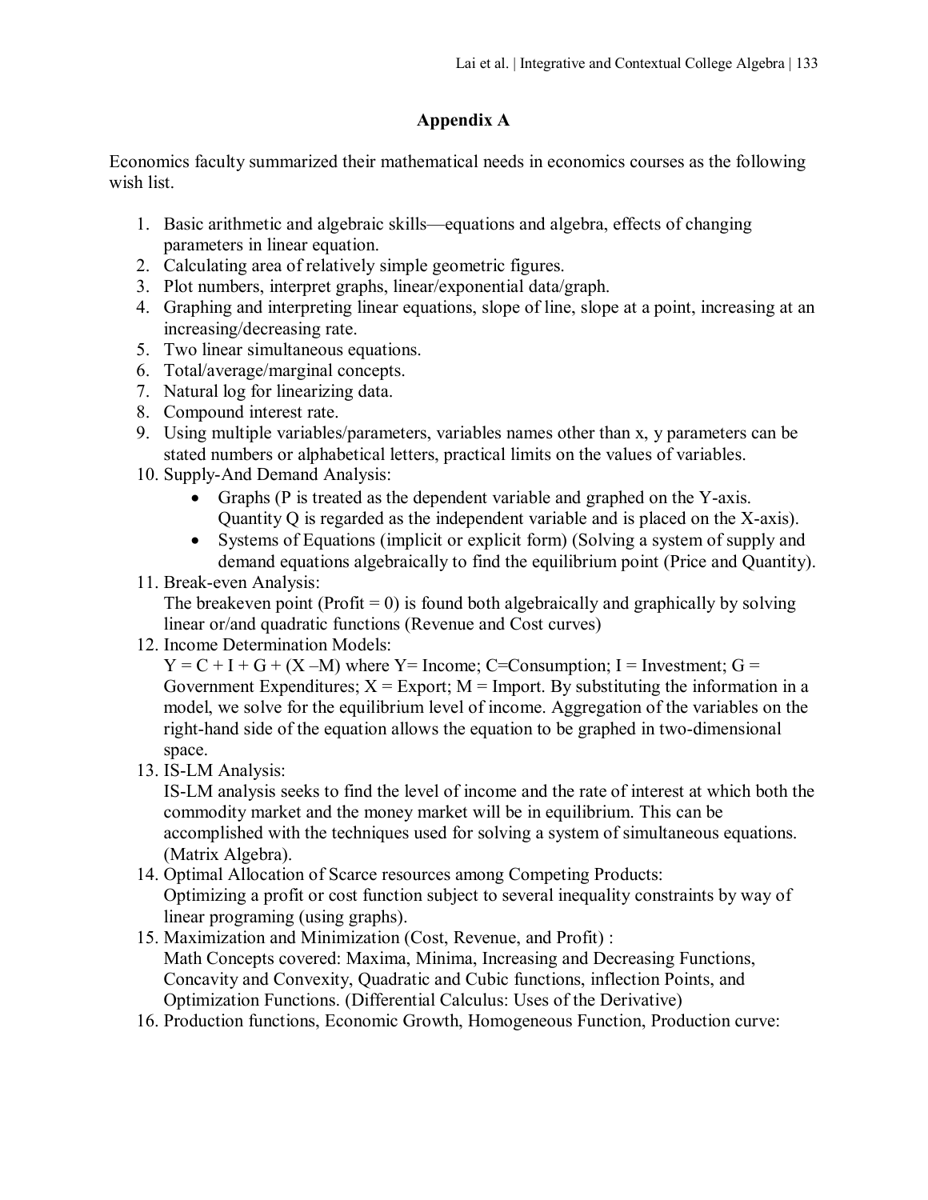# Appendix A

Economics faculty summarized their mathematical needs in economics courses as the following wish list.

1. Basic arithmetic and algebraic skills—equations and algebra, effects of changing parameters in linear equation.
2. Calculating area of relatively simple geometric figures.
3. Plot numbers, interpret graphs, linear/exponential data/graph.
4. Graphing and interpreting linear equations, slope of line, slope at a point, increasing at an increasing/decreasing rate.
5. Two linear simultaneous equations.
6. Total/average/marginal concepts.
7. Natural log for linearizing data.
8. Compound interest rate.
9. Using multiple variables/parameters, variables names other than x, y parameters can be stated numbers or alphabetical letters, practical limits on the values of variables.
10. Supply-And Demand Analysis:
    - Graphs (P is treated as the dependent variable and graphed on the Y-axis. Quantity Q is regarded as the independent variable and is placed on the X-axis).
    - Systems of Equations (implicit or explicit form) (Solving a system of supply and demand equations algebraically to find the equilibrium point (Price and Quantity).
11. Break-even Analysis:
    The breakeven point (Profit = 0) is found both algebraically and graphically by solving linear or/and quadratic functions (Revenue and Cost curves)
12. Income Determination Models:
    $Y = C + I + G + (X - M)$ where Y= Income; C=Consumption; I = Investment; G = Government Expenditures; X = Export; M = Import. By substituting the information in a model, we solve for the equilibrium level of income. Aggregation of the variables on the right-hand side of the equation allows the equation to be graphed in two-dimensional space.
13. IS-LM Analysis:
    IS-LM analysis seeks to find the level of income and the rate of interest at which both the commodity market and the money market will be in equilibrium. This can be accomplished with the techniques used for solving a system of simultaneous equations. (Matrix Algebra).
14. Optimal Allocation of Scarce resources among Competing Products:
    Optimizing a profit or cost function subject to several inequality constraints by way of linear programing (using graphs).
15. Maximization and Minimization (Cost, Revenue, and Profit) :
    Math Concepts covered: Maxima, Minima, Increasing and Decreasing Functions, Concavity and Convexity, Quadratic and Cubic functions, inflection Points, and Optimization Functions. (Differential Calculus: Uses of the Derivative)
16. Production functions, Economic Growth, Homogeneous Function, Production curve: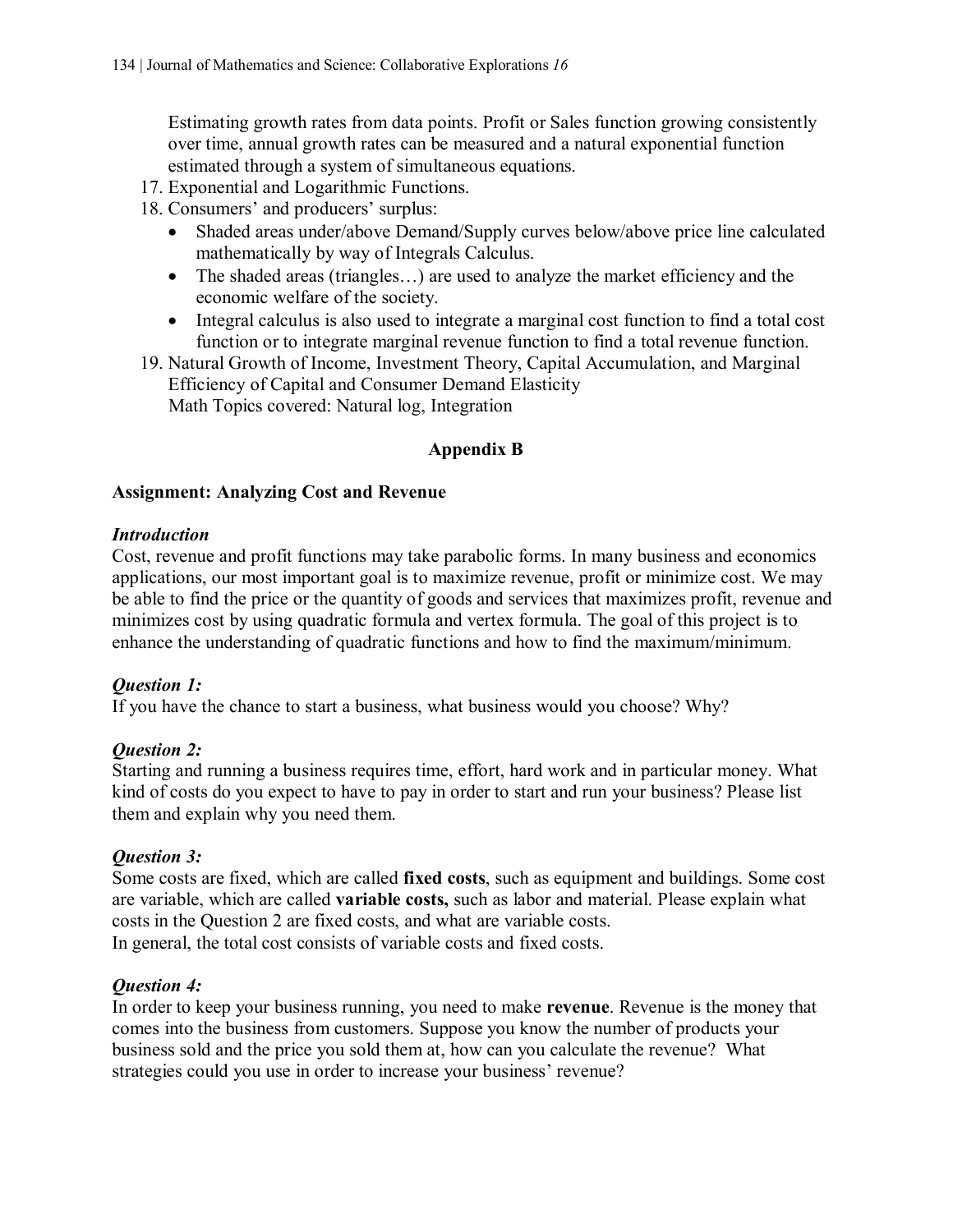Estimating growth rates from data points. Profit or Sales function growing consistently over time, annual growth rates can be measured and a natural exponential function estimated through a system of simultaneous equations.

17. Exponential and Logarithmic Functions.
18. Consumers' and producers' surplus:
    - Shaded areas under/above Demand/Supply curves below/above price line calculated mathematically by way of Integrals Calculus.
    - The shaded areas (triangles…) are used to analyze the market efficiency and the economic welfare of the society.
    - Integral calculus is also used to integrate a marginal cost function to find a total cost function or to integrate marginal revenue function to find a total revenue function.
19. Natural Growth of Income, Investment Theory, Capital Accumulation, and Marginal Efficiency of Capital and Consumer Demand Elasticity
    Math Topics covered: Natural log, Integration

## Appendix B

### Assignment: Analyzing Cost and Revenue

***Introduction***

Cost, revenue and profit functions may take parabolic forms. In many business and economics applications, our most important goal is to maximize revenue, profit or minimize cost. We may be able to find the price or the quantity of goods and services that maximizes profit, revenue and minimizes cost by using quadratic formula and vertex formula. The goal of this project is to enhance the understanding of quadratic functions and how to find the maximum/minimum.

***Question 1:***

If you have the chance to start a business, what business would you choose? Why?

***Question 2:***

Starting and running a business requires time, effort, hard work and in particular money. What kind of costs do you expect to have to pay in order to start and run your business? Please list them and explain why you need them.

***Question 3:***

Some costs are fixed, which are called **fixed costs**, such as equipment and buildings. Some cost are variable, which are called **variable costs,** such as labor and material. Please explain what costs in the Question 2 are fixed costs, and what are variable costs.
In general, the total cost consists of variable costs and fixed costs.

***Question 4:***

In order to keep your business running, you need to make **revenue**. Revenue is the money that comes into the business from customers. Suppose you know the number of products your business sold and the price you sold them at, how can you calculate the revenue? What strategies could you use in order to increase your business' revenue?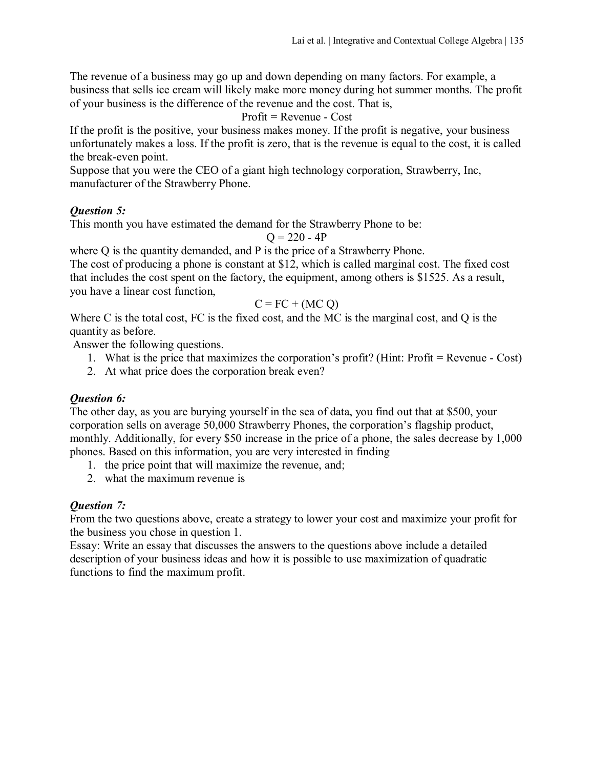The revenue of a business may go up and down depending on many factors. For example, a business that sells ice cream will likely make more money during hot summer months. The profit of your business is the difference of the revenue and the cost. That is,

$$\text{Profit} = \text{Revenue} - \text{Cost}$$

If the profit is the positive, your business makes money. If the profit is negative, your business unfortunately makes a loss. If the profit is zero, that is the revenue is equal to the cost, it is called the break-even point.

Suppose that you were the CEO of a giant high technology corporation, Strawberry, Inc, manufacturer of the Strawberry Phone.

***Question 5:***

This month you have estimated the demand for the Strawberry Phone to be:

$$Q = 220 - 4P$$

where Q is the quantity demanded, and P is the price of a Strawberry Phone.

The cost of producing a phone is constant at \$12, which is called marginal cost. The fixed cost that includes the cost spent on the factory, the equipment, among others is \$1525. As a result, you have a linear cost function,

$$C = FC + (MC\ Q)$$

Where C is the total cost, FC is the fixed cost, and the MC is the marginal cost, and Q is the quantity as before.

Answer the following questions.

1. What is the price that maximizes the corporation's profit? (Hint: Profit = Revenue - Cost)
2. At what price does the corporation break even?

***Question 6:***

The other day, as you are burying yourself in the sea of data, you find out that at \$500, your corporation sells on average 50,000 Strawberry Phones, the corporation's flagship product, monthly. Additionally, for every \$50 increase in the price of a phone, the sales decrease by 1,000 phones. Based on this information, you are very interested in finding

1. the price point that will maximize the revenue, and;
2. what the maximum revenue is

***Question 7:***

From the two questions above, create a strategy to lower your cost and maximize your profit for the business you chose in question 1.

Essay: Write an essay that discusses the answers to the questions above include a detailed description of your business ideas and how it is possible to use maximization of quadratic functions to find the maximum profit.